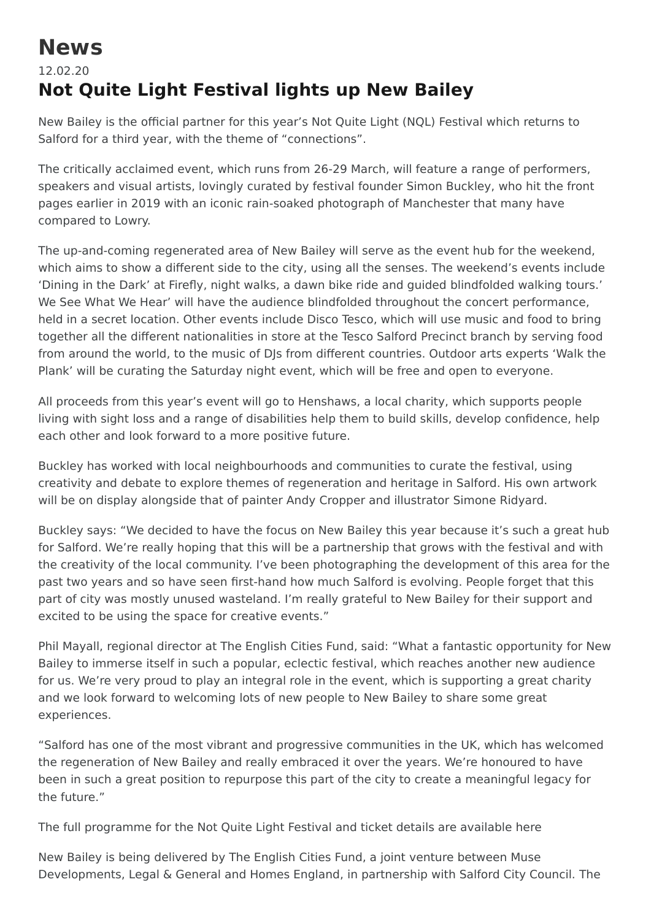# News

12.02.20

## Not Quite Light Festival lights up New Bailey

New Bailey is the official partner for this year's Not Quite Light (NQL) Festival which returns to Salford for a third year, with the theme of "connections".

The critically acclaimed event, which runs from 26-29 March, will feature a range of performers, speakers and visual artists, lovingly curated by festival founder Simon Buckley, who hit the front pages earlier in 2019 with an iconic rain-soaked photograph of Manchester that many have compared to Lowry.

The up-and-coming regenerated area of New Bailey will serve as the event hub for the weekend, which aims to show a different side to the city, using all the senses. The weekend's events include 'Dining in the Dark' at Firefly, night walks, a dawn bike ride and guided blindfolded walking tours.' We See What We Hear' will have the audience blindfolded throughout the concert performance, held in a secret location. Other events include Disco Tesco, which will use music and food to bring together all the different nationalities in store at the Tesco Salford Precinct branch by serving food from around the world, to the music of DJs from different countries. Outdoor arts experts 'Walk the Plank' will be curating the Saturday night event, which will be free and open to everyone.

All proceeds from this year's event will go to Henshaws, a local charity, which supports people living with sight loss and a range of disabilities help them to build skills, develop confidence, help each other and look forward to a more positive future.

Buckley has worked with local neighbourhoods and communities to curate the festival, using creativity and debate to explore themes of regeneration and heritage in Salford. His own artwork will be on display alongside that of painter Andy Cropper and illustrator Simone Ridyard.

Buckley says: "We decided to have the focus on New Bailey this year because it's such a great hub for Salford. We're really hoping that this will be a partnership that grows with the festival and with the creativity of the local community. I've been photographing the development of this area for the past two years and so have seen first-hand how much Salford is evolving. People forget that this part of city was mostly unused wasteland. I'm really grateful to New Bailey for their support and excited to be using the space for creative events."

Phil Mayall, regional director at The English Cities Fund, said: "What a fantastic opportunity for New Bailey to immerse itself in such a popular, eclectic festival, which reaches another new audience for us. We're very proud to play an integral role in the event, which is supporting a great charity and we look forward to welcoming lots of new people to New Bailey to share some great experiences.

"Salford has one of the most vibrant and progressive communities in the UK, which has welcomed the regeneration of New Bailey and really embraced it over the years. We're honoured to have been in such a great position to repurpose this part of the city to create a meaningful legacy for the future."

The full programme for the Not Quite Light Festival and ticket details are available here

New Bailey is being delivered by The English Cities Fund, a joint venture between Muse Developments, Legal & General and Homes England, in partnership with Salford City Council. The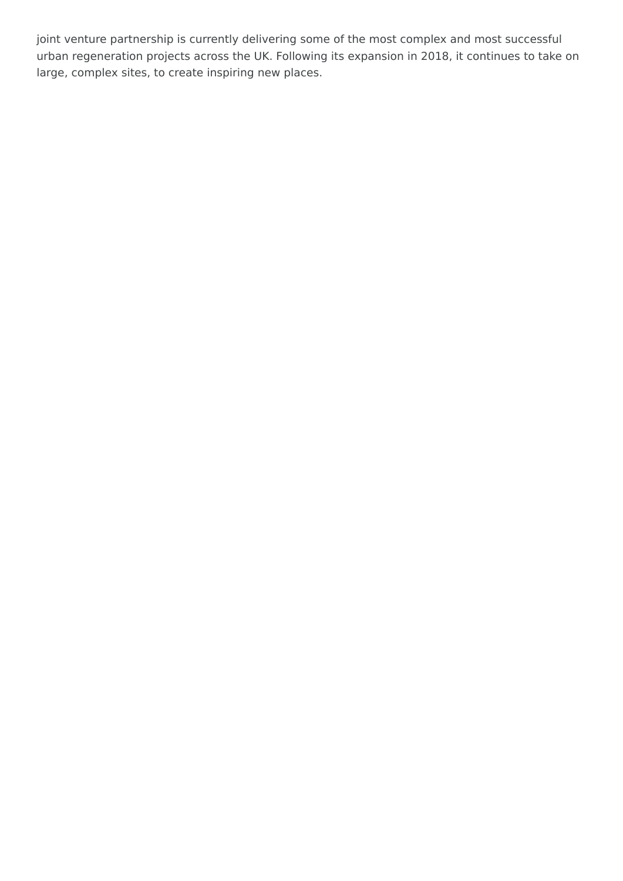joint venture partnership is currently delivering some of the most complex and most successful urban regeneration projects across the UK. Following its expansion in 2018, it continues to take on large, complex sites, to create inspiring new places.